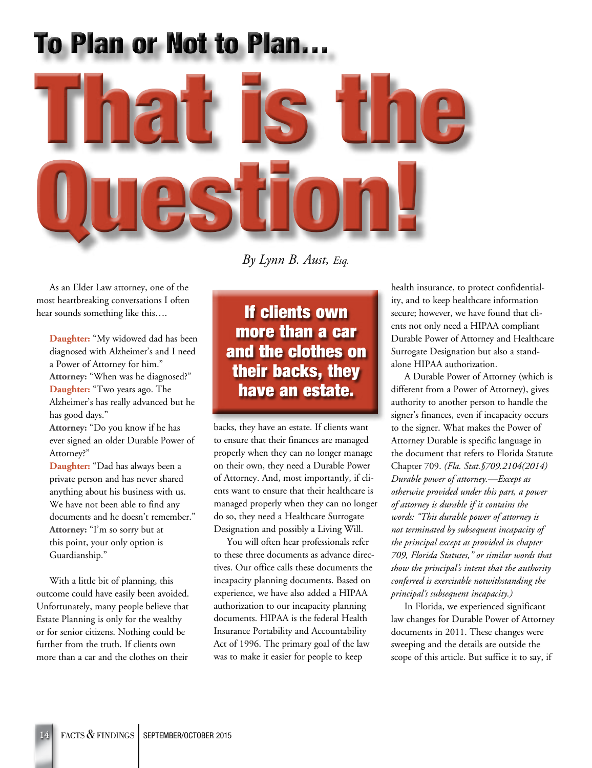# To Plan or Not to Plan…

# That is the Question!

*By Lynn B. Aust, Esq.*

As an Elder Law attorney, one of the most heartbreaking conversations I often hear sounds something like this….

> **Daughter:** "My widowed dad has been diagnosed with Alzheimer's and I need a Power of Attorney for him."
> **Attorney:** "When was he diagnosed?"
> **Daughter:** "Two years ago. The Alzheimer's has really advanced but he has good days."
> **Attorney:** "Do you know if he has ever signed an older Durable Power of Attorney?"
> **Daughter:** "Dad has always been a private person and has never shared anything about his business with us. We have not been able to find any documents and he doesn't remember."
> **Attorney:** "I'm so sorry but at this point, your only option is Guardianship."

With a little bit of planning, this outcome could have easily been avoided. Unfortunately, many people believe that Estate Planning is only for the wealthy or for senior citizens. Nothing could be further from the truth. If clients own more than a car and the clothes on their backs, they have an estate. If clients want to ensure that their finances are managed properly when they can no longer manage on their own, they need a Durable Power of Attorney. And, most importantly, if clients want to ensure that their healthcare is managed properly when they can no longer do so, they need a Healthcare Surrogate Designation and possibly a Living Will.

**If clients own more than a car and the clothes on their backs, they have an estate.**

You will often hear professionals refer to these three documents as advance directives. Our office calls these documents the incapacity planning documents. Based on experience, we have also added a HIPAA authorization to our incapacity planning documents. HIPAA is the federal Health Insurance Portability and Accountability Act of 1996. The primary goal of the law was to make it easier for people to keep health insurance, to protect confidentiality, and to keep healthcare information secure; however, we have found that clients not only need a HIPAA compliant Durable Power of Attorney and Healthcare Surrogate Designation but also a stand-alone HIPAA authorization.

A Durable Power of Attorney (which is different from a Power of Attorney), gives authority to another person to handle the signer's finances, even if incapacity occurs to the signer. What makes the Power of Attorney Durable is specific language in the document that refers to Florida Statute Chapter 709. *(Fla. Stat.§709.2104(2014) Durable power of attorney.—Except as otherwise provided under this part, a power of attorney is durable if it contains the words: "This durable power of attorney is not terminated by subsequent incapacity of the principal except as provided in chapter 709, Florida Statutes," or similar words that show the principal's intent that the authority conferred is exercisable notwithstanding the principal's subsequent incapacity.)*

In Florida, we experienced significant law changes for Durable Power of Attorney documents in 2011. These changes were sweeping and the details are outside the scope of this article. But suffice it to say, if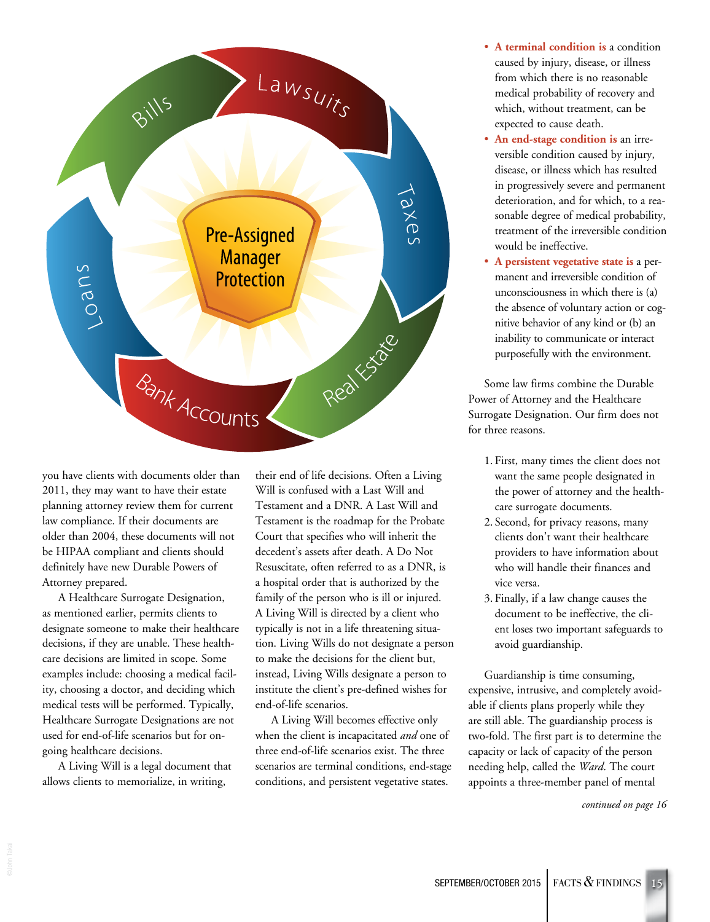you have clients with documents older than 2011, they may want to have their estate planning attorney review them for current law compliance. If their documents are older than 2004, these documents will not be HIPAA compliant and clients should definitely have new Durable Powers of Attorney prepared.

A Healthcare Surrogate Designation, as mentioned earlier, permits clients to designate someone to make their healthcare decisions, if they are unable. These healthcare decisions are limited in scope. Some examples include: choosing a medical facility, choosing a doctor, and deciding which medical tests will be performed. Typically, Healthcare Surrogate Designations are not used for end-of-life scenarios but for ongoing healthcare decisions.

A Living Will is a legal document that allows clients to memorialize, in writing, their end of life decisions. Often a Living Will is confused with a Last Will and Testament and a DNR. A Last Will and Testament is the roadmap for the Probate Court that specifies who will inherit the decedent's assets after death. A Do Not Resuscitate, often referred to as a DNR, is a hospital order that is authorized by the family of the person who is ill or injured. A Living Will is directed by a client who typically is not in a life threatening situation. Living Wills do not designate a person to make the decisions for the client but, instead, Living Wills designate a person to institute the client's pre-defined wishes for end-of-life scenarios.

A Living Will becomes effective only when the client is incapacitated *and* one of three end-of-life scenarios exist. The three scenarios are terminal conditions, end-stage conditions, and persistent vegetative states.

- **A terminal condition is** a condition caused by injury, disease, or illness from which there is no reasonable medical probability of recovery and which, without treatment, can be expected to cause death.
- **An end-stage condition is** an irreversible condition caused by injury, disease, or illness which has resulted in progressively severe and permanent deterioration, and for which, to a reasonable degree of medical probability, treatment of the irreversible condition would be ineffective.
- **A persistent vegetative state is** a permanent and irreversible condition of unconsciousness in which there is (a) the absence of voluntary action or cognitive behavior of any kind or (b) an inability to communicate or interact purposefully with the environment.

Some law firms combine the Durable Power of Attorney and the Healthcare Surrogate Designation. Our firm does not for three reasons.

1. First, many times the client does not want the same people designated in the power of attorney and the healthcare surrogate documents.
2. Second, for privacy reasons, many clients don't want their healthcare providers to have information about who will handle their finances and vice versa.
3. Finally, if a law change causes the document to be ineffective, the client loses two important safeguards to avoid guardianship.

Guardianship is time consuming, expensive, intrusive, and completely avoidable if clients plans properly while they are still able. The guardianship process is two-fold. The first part is to determine the capacity or lack of capacity of the person needing help, called the *Ward*. The court appoints a three-member panel of mental

*continued on page 16*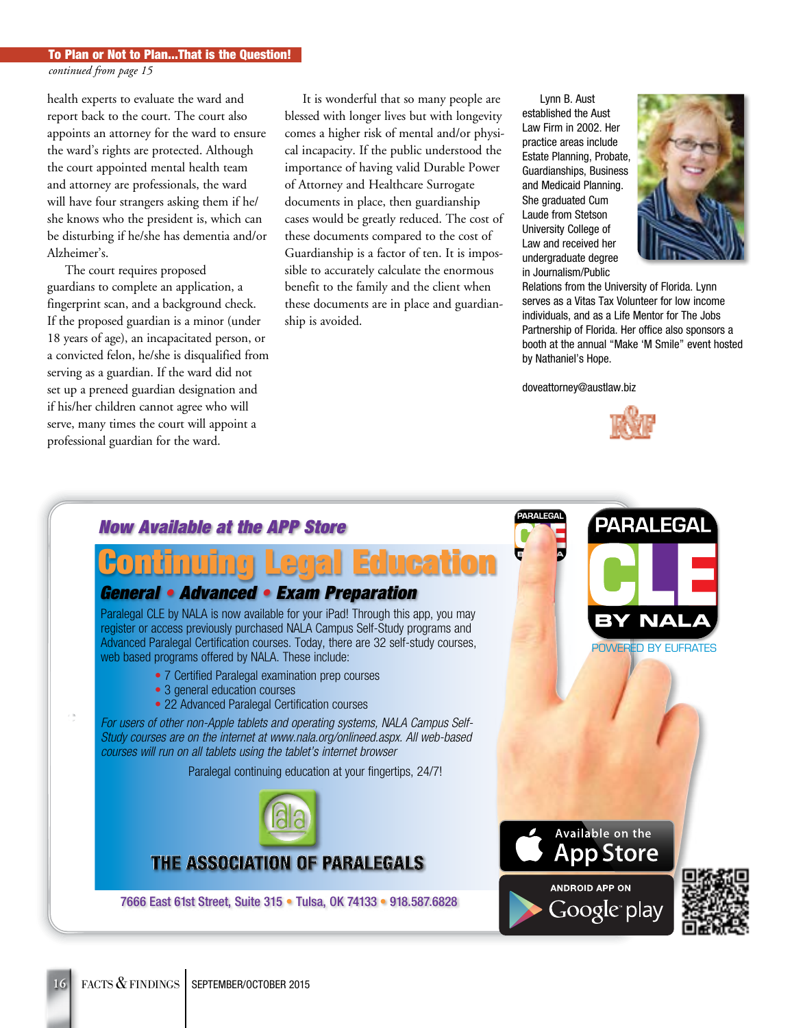## To Plan or Not to Plan...That is the Question!

*continued from page 15*

health experts to evaluate the ward and report back to the court. The court also appoints an attorney for the ward to ensure the ward's rights are protected. Although the court appointed mental health team and attorney are professionals, the ward will have four strangers asking them if he/she knows who the president is, which can be disturbing if he/she has dementia and/or Alzheimer's.

The court requires proposed guardians to complete an application, a fingerprint scan, and a background check. If the proposed guardian is a minor (under 18 years of age), an incapacitated person, or a convicted felon, he/she is disqualified from serving as a guardian. If the ward did not set up a preneed guardian designation and if his/her children cannot agree who will serve, many times the court will appoint a professional guardian for the ward.

It is wonderful that so many people are blessed with longer lives but with longevity comes a higher risk of mental and/or physical incapacity. If the public understood the importance of having valid Durable Power of Attorney and Healthcare Surrogate documents in place, then guardianship cases would be greatly reduced. The cost of these documents compared to the cost of Guardianship is a factor of ten. It is impossible to accurately calculate the enormous benefit to the family and the client when these documents are in place and guardianship is avoided.

Lynn B. Aust established the Aust Law Firm in 2002. Her practice areas include Estate Planning, Probate, Guardianships, Business and Medicaid Planning. She graduated Cum Laude from Stetson University College of Law and received her undergraduate degree in Journalism/Public Relations from the University of Florida. Lynn serves as a Vitas Tax Volunteer for low income individuals, and as a Life Mentor for The Jobs Partnership of Florida. Her office also sponsors a booth at the annual "Make 'M Smile" event hosted by Nathaniel's Hope.

doveattorney@austlaw.biz

---

*Now Available at the APP Store*

# Continuing Legal Education

### General • Advanced • Exam Preparation

Paralegal CLE by NALA is now available for your iPad! Through this app, you may register or access previously purchased NALA Campus Self-Study programs and Advanced Paralegal Certification courses. Today, there are 32 self-study courses, web based programs offered by NALA. These include:

- 7 Certified Paralegal examination prep courses
- 3 general education courses
- 22 Advanced Paralegal Certification courses

*For users of other non-Apple tablets and operating systems, NALA Campus Self-Study courses are on the internet at www.nala.org/onlineed.aspx. All web-based courses will run on all tablets using the tablet's internet browser*

Paralegal continuing education at your fingertips, 24/7!

PARALEGAL CLE BY NALA

POWERED BY EUFRATES

Available on the App Store

ANDROID APP ON Google play

THE ASSOCIATION OF PARALEGALS

7666 East 61st Street, Suite 315 • Tulsa, OK 74133 • 918.587.6828